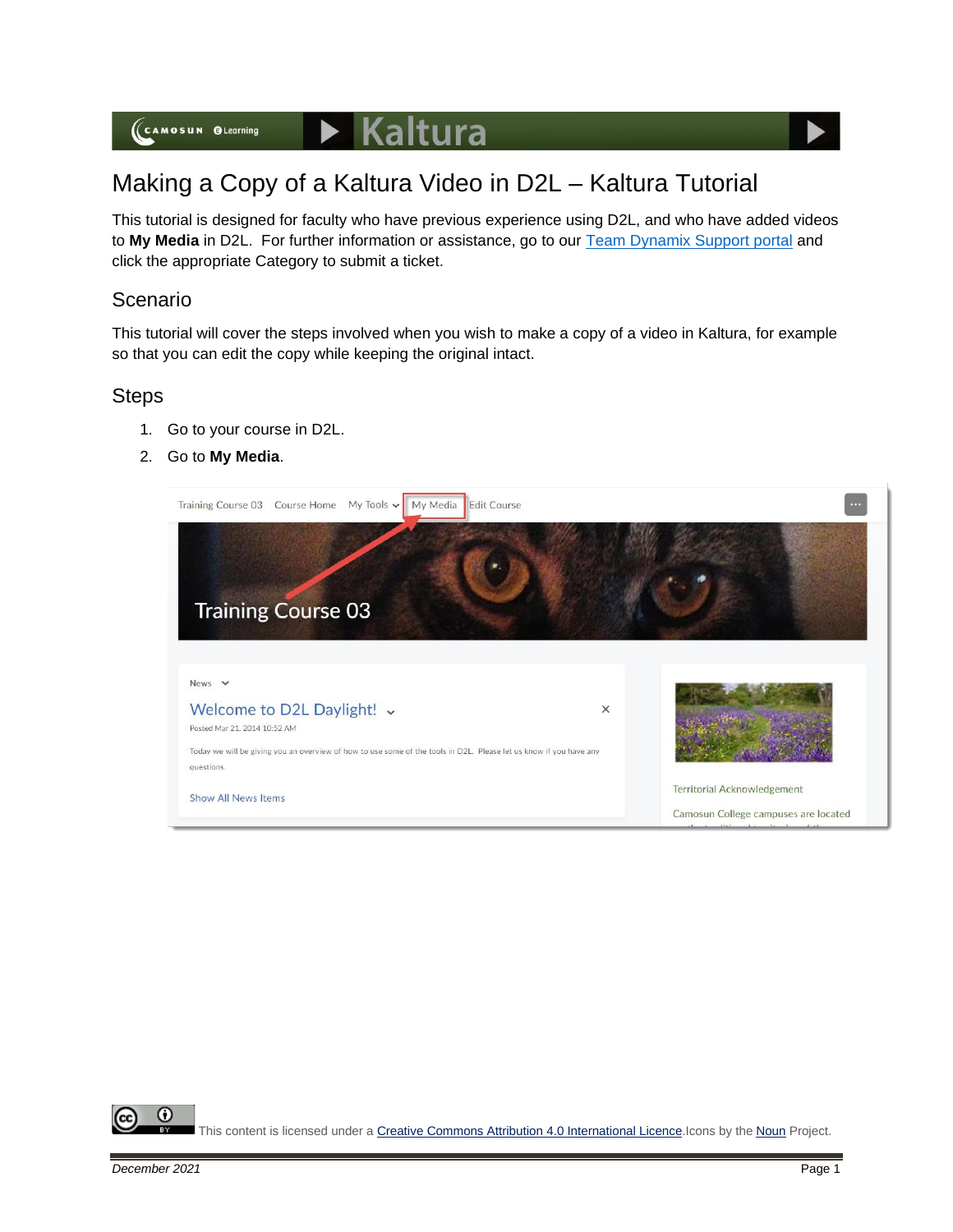# Making a Copy of a Kaltura Video in D2L – Kaltura Tutorial

This tutorial is designed for faculty who have previous experience using D2L, and who have added videos to **My Media** in D2L. For further information or assistance, go to our Team Dynamix Support portal and click the appropriate Category to submit a ticket.

## Scenario

This tutorial will cover the steps involved when you wish to make a copy of a video in Kaltura, for example so that you can edit the copy while keeping the original intact.

## Steps

1. Go to your course in D2L.
2. Go to **My Media**.

This content is licensed under a Creative Commons Attribution 4.0 International Licence. Icons by the Noun Project.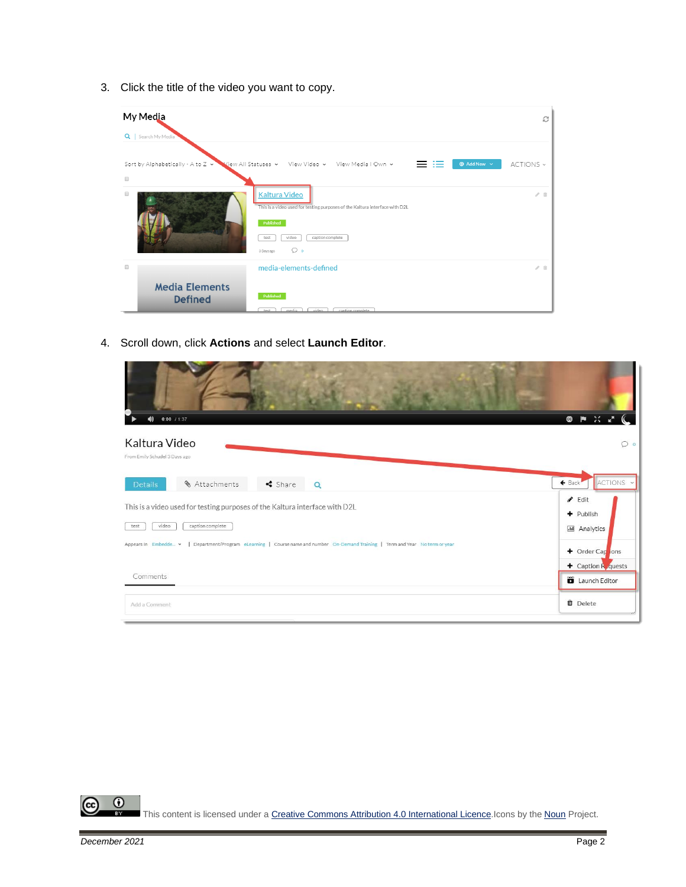3. Click the title of the video you want to copy.

4. Scroll down, click **Actions** and select **Launch Editor**.

This content is licensed under a Creative Commons Attribution 4.0 International Licence. Icons by the Noun Project.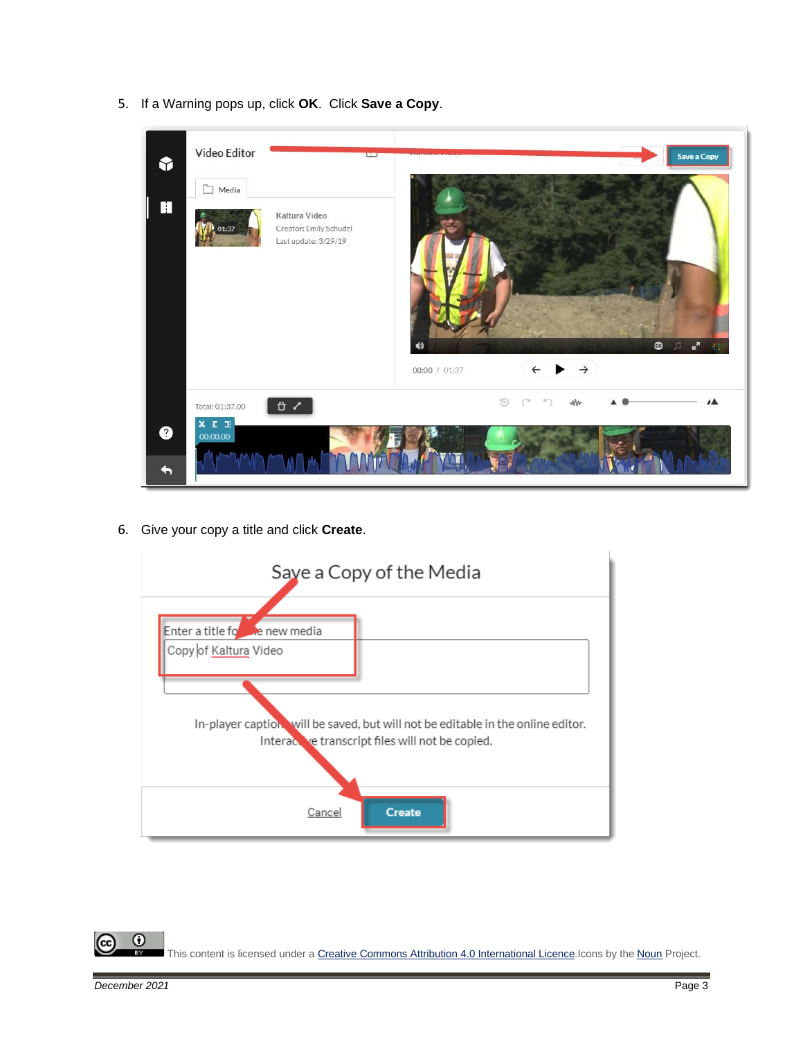5. If a Warning pops up, click **OK**. Click **Save a Copy**.

6. Give your copy a title and click **Create**.

This content is licensed under a Creative Commons Attribution 4.0 International Licence. Icons by the Noun Project.

December 2021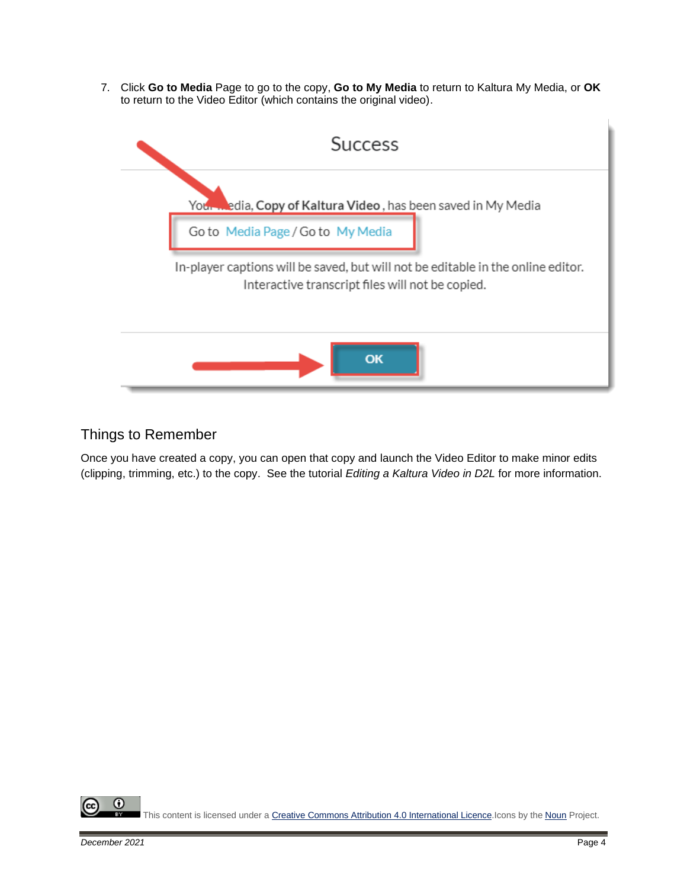7. Click **Go to Media** Page to go to the copy, **Go to My Media** to return to Kaltura My Media, or **OK** to return to the Video Editor (which contains the original video).

## Things to Remember

Once you have created a copy, you can open that copy and launch the Video Editor to make minor edits (clipping, trimming, etc.) to the copy. See the tutorial *Editing a Kaltura Video in D2L* for more information.

This content is licensed under a Creative Commons Attribution 4.0 International Licence.Icons by the Noun Project.

December 2021